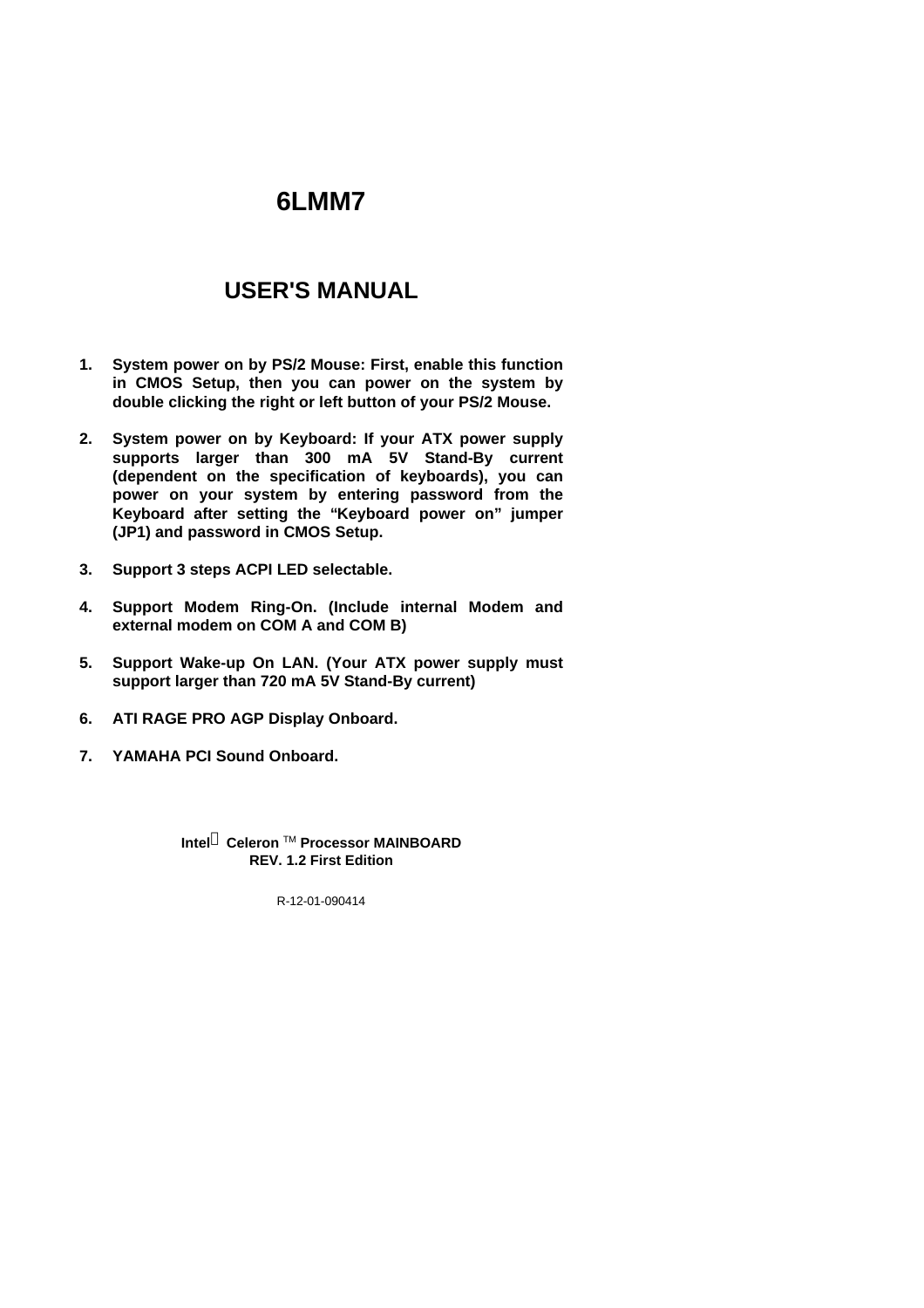# 6LMM7

# USER'S MANUAL

1. **System power on by PS/2 Mouse: First, enable this function in CMOS Setup, then you can power on the system by double clicking the right or left button of your PS/2 Mouse.**

2. **System power on by Keyboard: If your ATX power supply supports larger than 300 mA 5V Stand-By current (dependent on the specification of keyboards), you can power on your system by entering password from the Keyboard after setting the "Keyboard power on" jumper (JP1) and password in CMOS Setup.**

3. **Support 3 steps ACPI LED selectable.**

4. **Support Modem Ring-On. (Include internal Modem and external modem on COM A and COM B)**

5. **Support Wake-up On LAN. (Your ATX power supply must support larger than 720 mA 5V Stand-By current)**

6. **ATI RAGE PRO AGP Display Onboard.**

7. **YAMAHA PCI Sound Onboard.**

**Intel® Celeron ™ Processor MAINBOARD**
**REV. 1.2 First Edition**

R-12-01-090414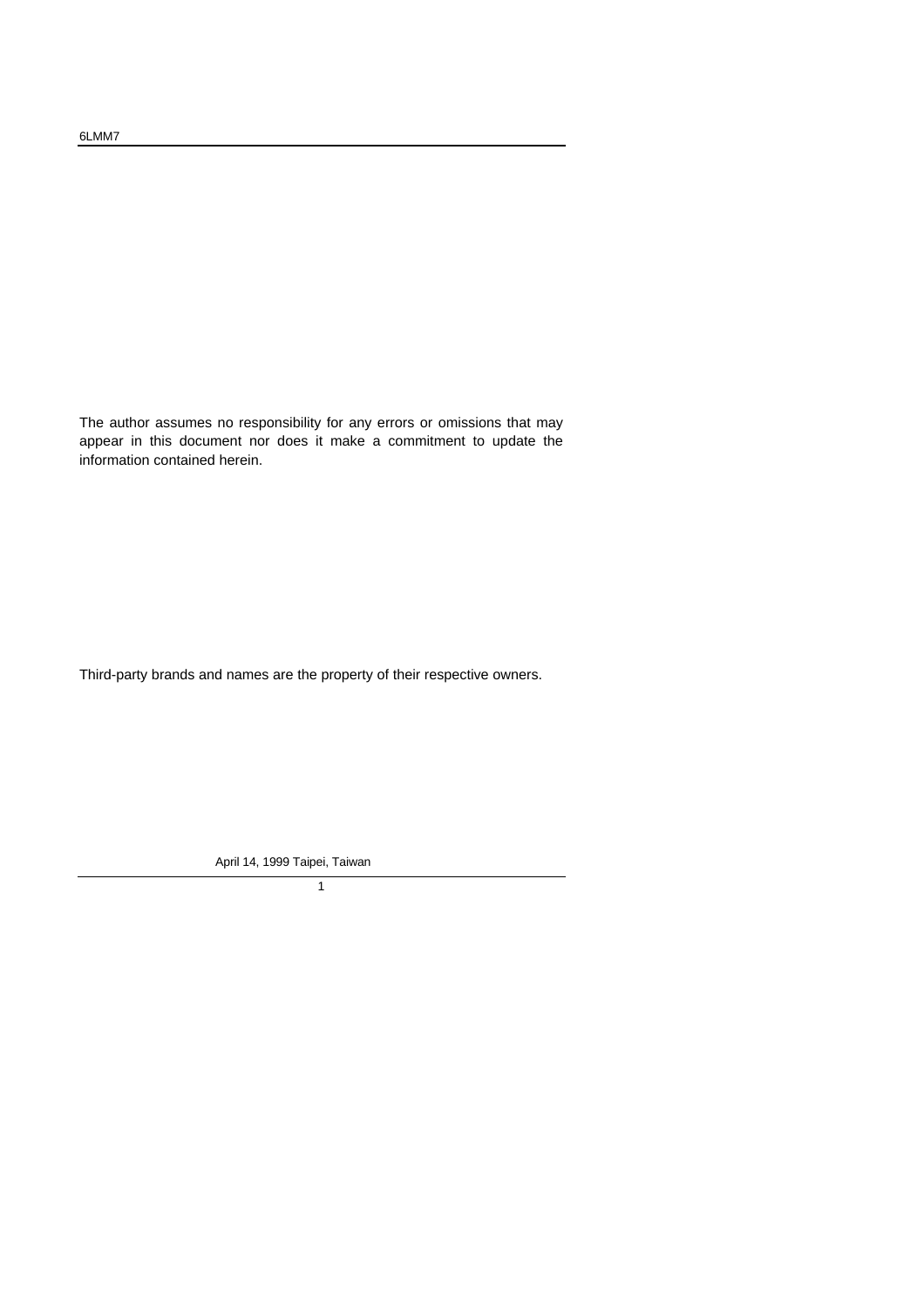The author assumes no responsibility for any errors or omissions that may appear in this document nor does it make a commitment to update the information contained herein.

Third-party brands and names are the property of their respective owners.

April 14, 1999 Taipei, Taiwan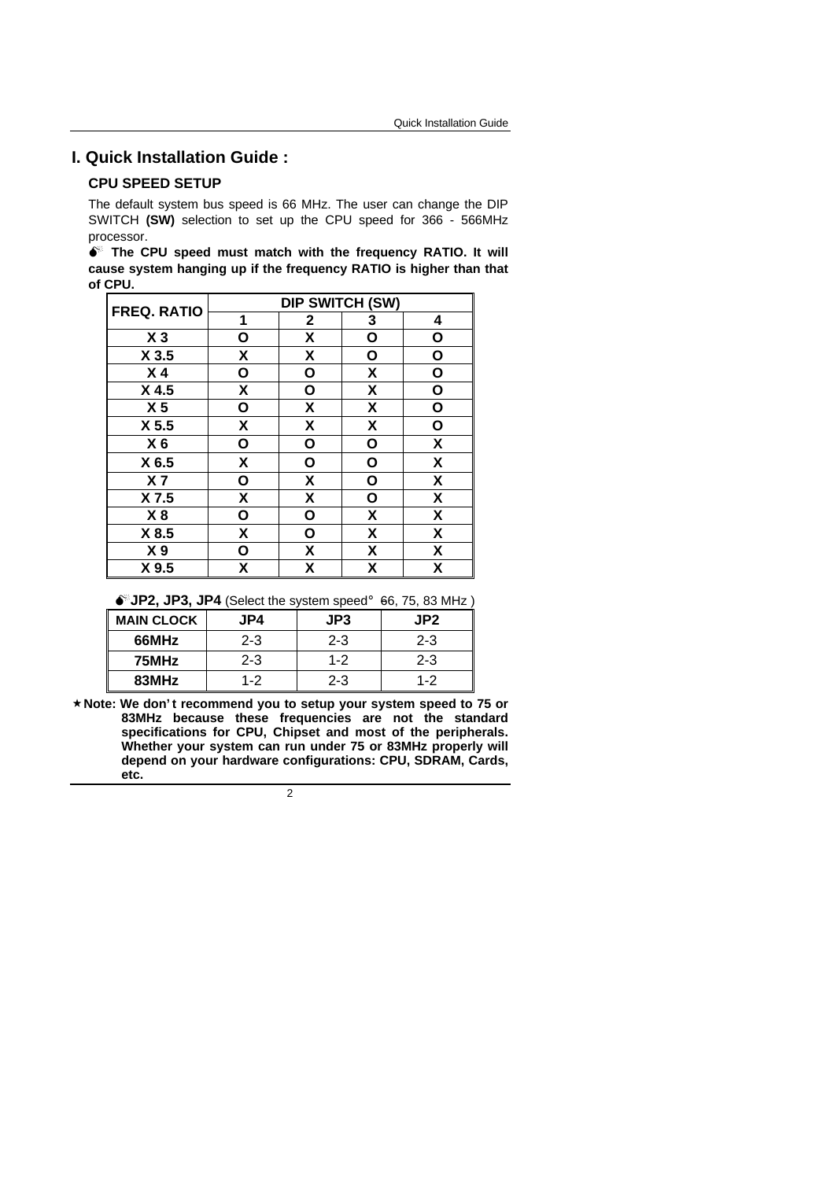# I. Quick Installation Guide :

## CPU SPEED SETUP

The default system bus speed is 66 MHz. The user can change the DIP SWITCH **(SW)** selection to set up the CPU speed for 366 - 566MHz processor.

**The CPU speed must match with the frequency RATIO. It will cause system hanging up if the frequency RATIO is higher than that of CPU.**

| FREQ. RATIO | DIP SWITCH (SW) | | | |
|---|---|---|---|---|
| | 1 | 2 | 3 | 4 |
| X 3 | O | X | O | O |
| X 3.5 | X | X | O | O |
| X 4 | O | O | X | O |
| X 4.5 | X | O | X | O |
| X 5 | O | X | X | O |
| X 5.5 | X | X | X | O |
| X 6 | O | O | O | X |
| X 6.5 | X | O | O | X |
| X 7 | O | X | O | X |
| X 7.5 | X | X | O | X |
| X 8 | O | O | X | X |
| X 8.5 | X | O | X | X |
| X 9 | O | X | X | X |
| X 9.5 | X | X | X | X |

**JP2, JP3, JP4** (Select the system speed: 66, 75, 83 MHz )

| MAIN CLOCK | JP4 | JP3 | JP2 |
|---|---|---|---|
| 66MHz | 2-3 | 2-3 | 2-3 |
| 75MHz | 2-3 | 1-2 | 2-3 |
| 83MHz | 1-2 | 2-3 | 1-2 |

★**Note: We don't recommend you to setup your system speed to 75 or 83MHz because these frequencies are not the standard specifications for CPU, Chipset and most of the peripherals. Whether your system can run under 75 or 83MHz properly will depend on your hardware configurations: CPU, SDRAM, Cards, etc.**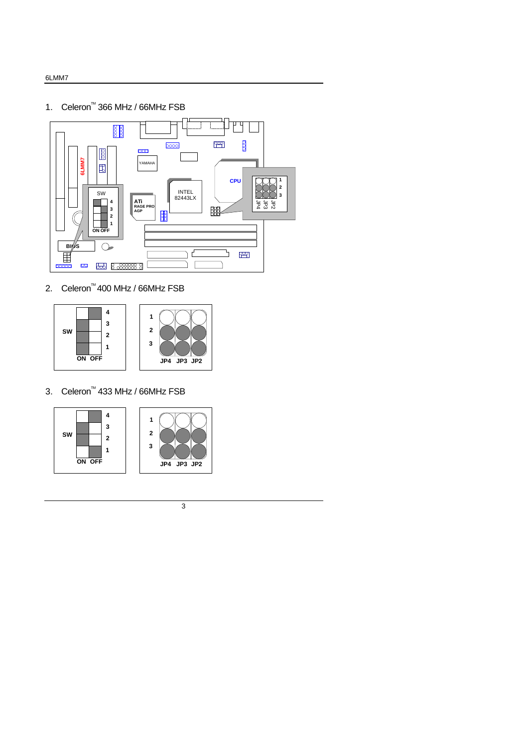1. Celeron™ 366 MHz / 66MHz FSB

2. Celeron™ 400 MHz / 66MHz FSB

3. Celeron™ 433 MHz / 66MHz FSB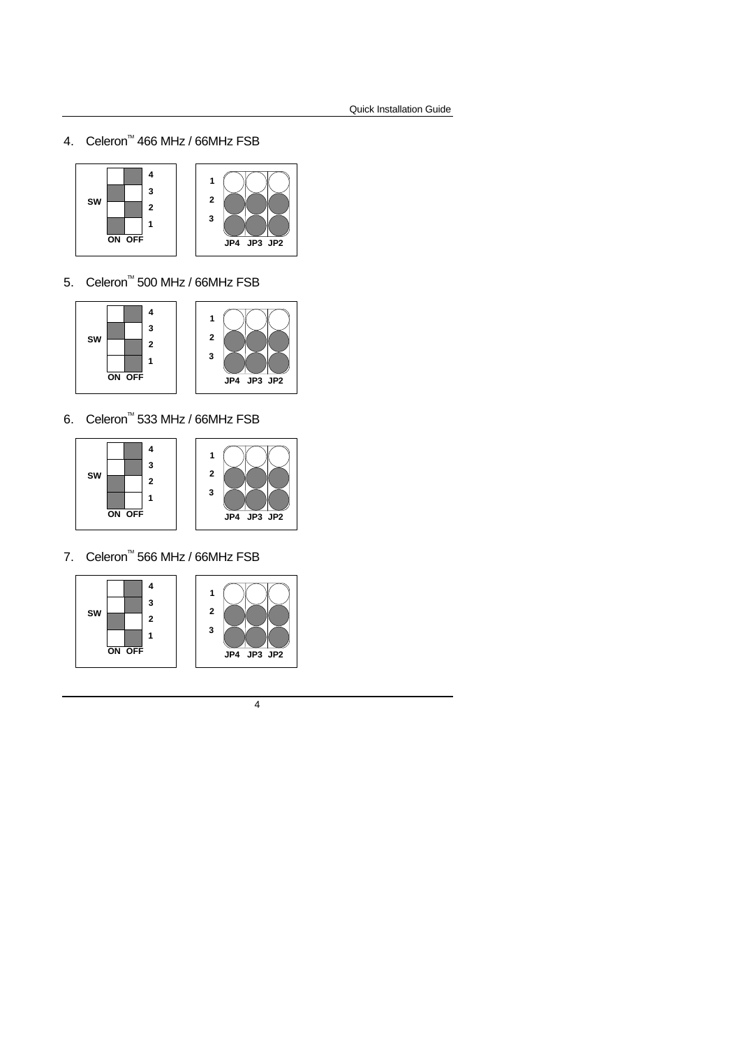4. Celeron™ 466 MHz / 66MHz FSB

| SW | ON | OFF |
| --- | --- | --- |
| 4 | | ■ |
| 3 | ■ | |
| 2 | | ■ |
| 1 | ■ | |

| | JP4 | JP3 | JP2 |
| --- | --- | --- | --- |
| 1 | ○ | ○ | ○ |
| 2 | ● | ● | ● |
| 3 | ● | ● | ● |

5. Celeron™ 500 MHz / 66MHz FSB

| SW | ON | OFF |
| --- | --- | --- |
| 4 | | ■ |
| 3 | ■ | |
| 2 | | ■ |
| 1 | | ■ |

| | JP4 | JP3 | JP2 |
| --- | --- | --- | --- |
| 1 | ○ | ○ | ○ |
| 2 | ● | ● | ● |
| 3 | ● | ● | ● |

6. Celeron™ 533 MHz / 66MHz FSB

| SW | ON | OFF |
| --- | --- | --- |
| 4 | | ■ |
| 3 | | ■ |
| 2 | ■ | |
| 1 | ■ | |

| | JP4 | JP3 | JP2 |
| --- | --- | --- | --- |
| 1 | ○ | ○ | ○ |
| 2 | ● | ● | ● |
| 3 | ● | ● | ● |

7. Celeron™ 566 MHz / 66MHz FSB

| SW | ON | OFF |
| --- | --- | --- |
| 4 | | ■ |
| 3 | | ■ |
| 2 | ■ | |
| 1 | | ■ |

| | JP4 | JP3 | JP2 |
| --- | --- | --- | --- |
| 1 | ○ | ○ | ○ |
| 2 | ● | ● | ● |
| 3 | ● | ● | ● |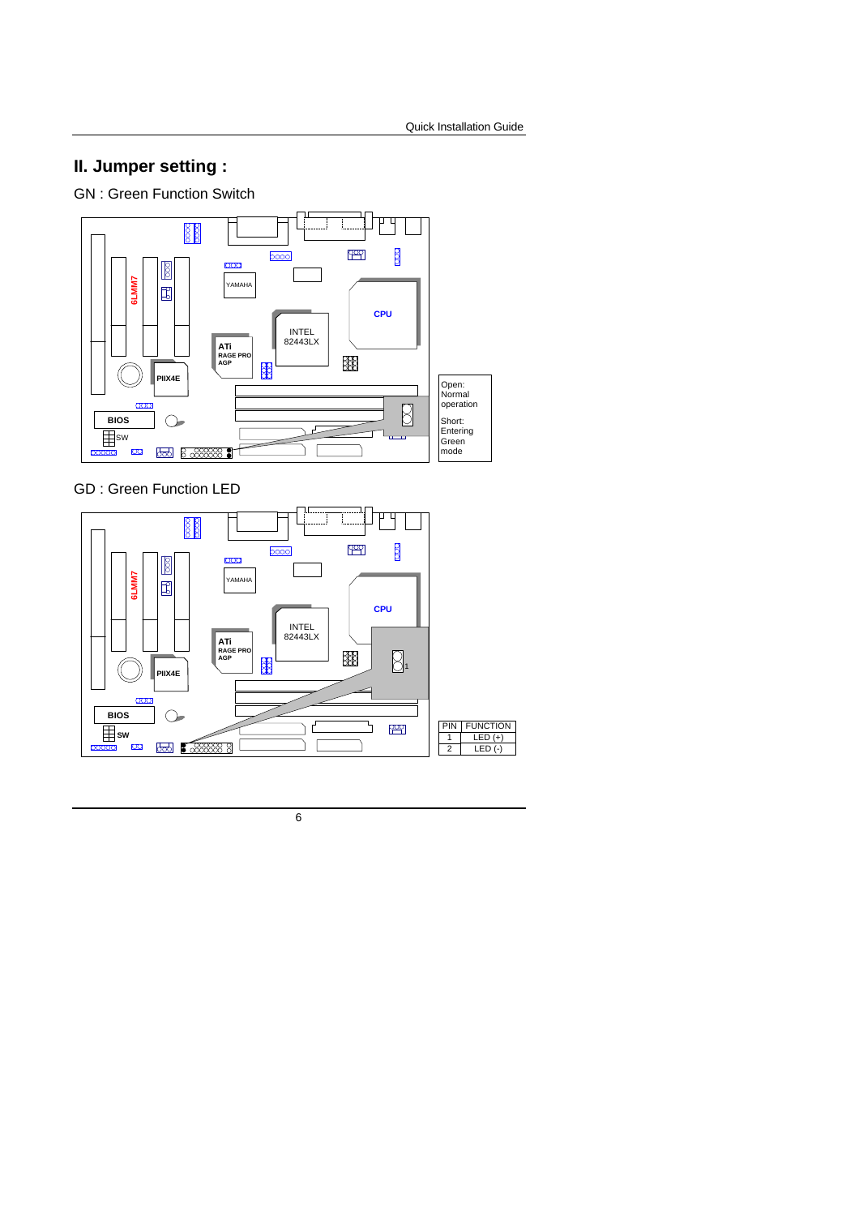## II. Jumper setting :

GN : Green Function Switch

Open: Normal operation

Short: Entering Green mode

GD : Green Function LED

| PIN | FUNCTION |
|---|---|
| 1 | LED (+) |
| 2 | LED (-) |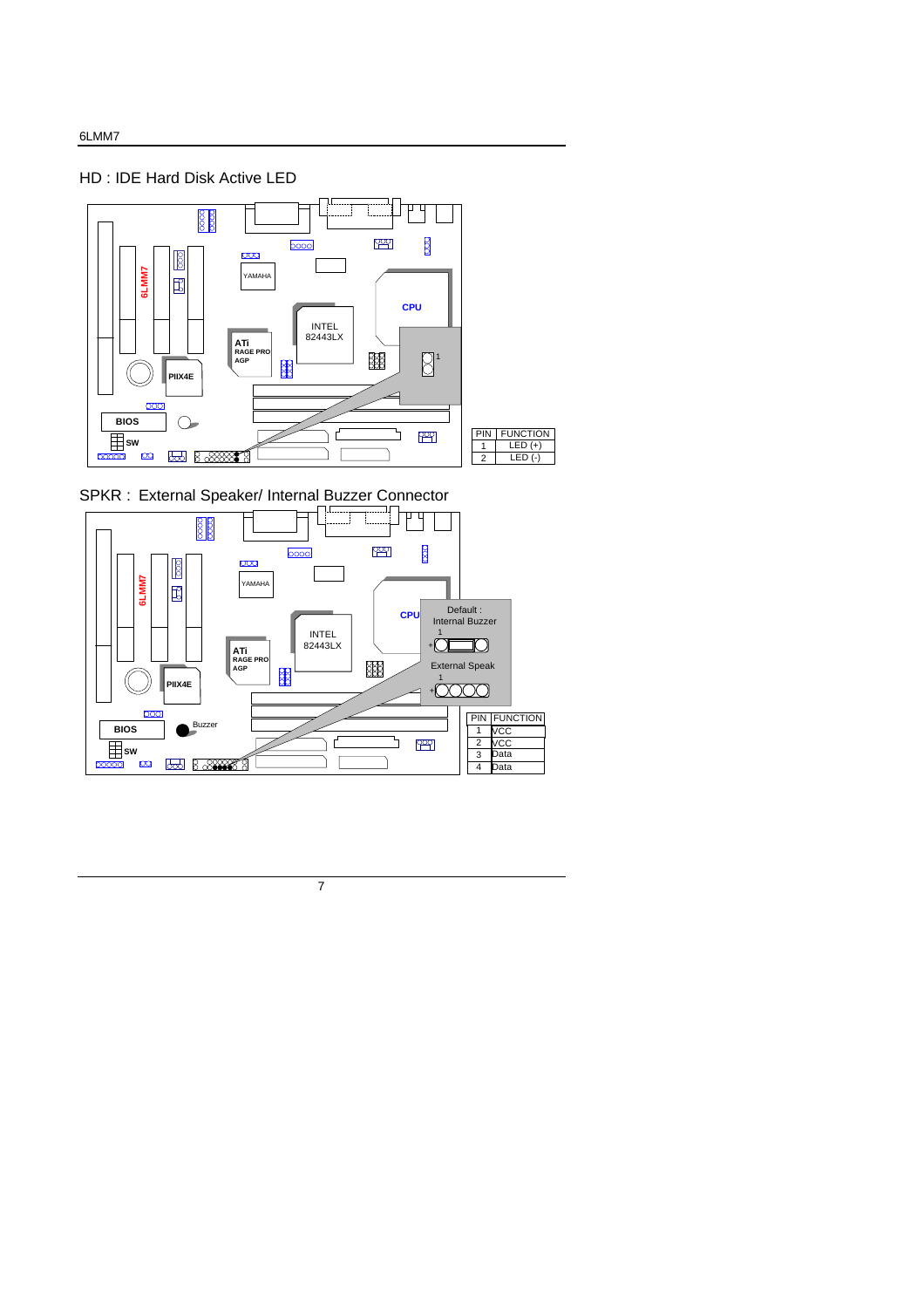## HD : IDE Hard Disk Active LED

| PIN | FUNCTION |
|---|---|
| 1 | LED (+) |
| 2 | LED (-) |

## SPKR : External Speaker/ Internal Buzzer Connector

Default : Internal Buzzer

External Speak

| PIN | FUNCTION |
|---|---|
| 1 | VCC |
| 2 | VCC |
| 3 | Data |
| 4 | Data |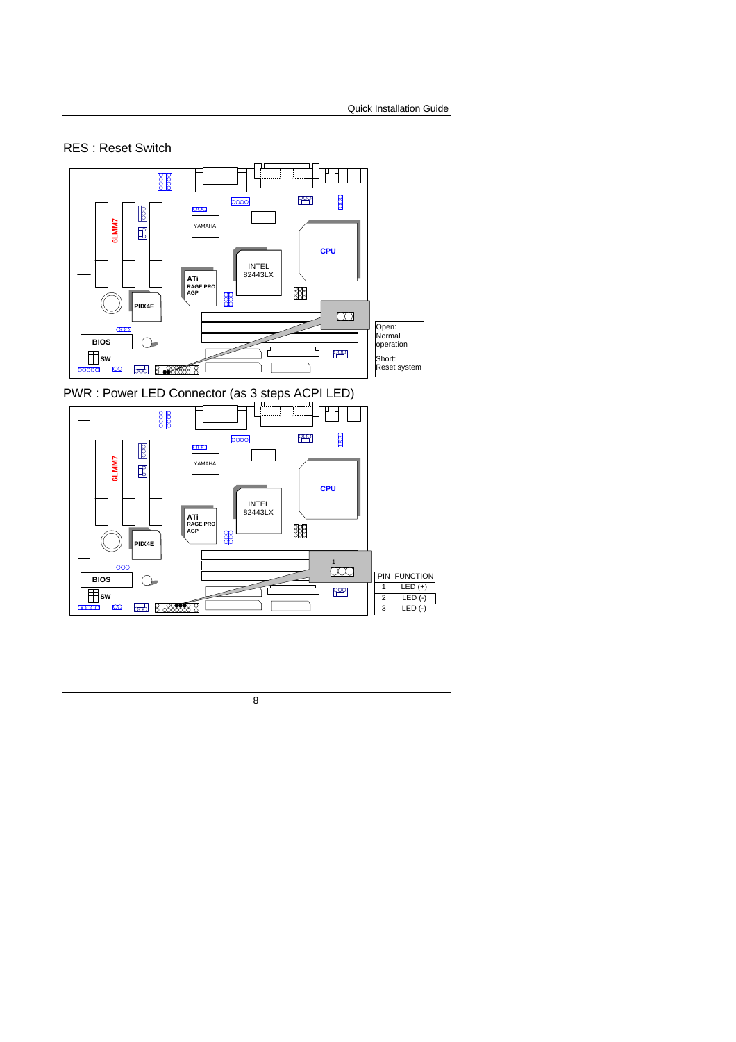RES : Reset Switch

Open:
Normal
operation

Short:
Reset system

PWR : Power LED Connector (as 3 steps ACPI LED)

| PIN | FUNCTION |
| --- | --- |
| 1 | LED (+) |
| 2 | LED (-) |
| 3 | LED (-) |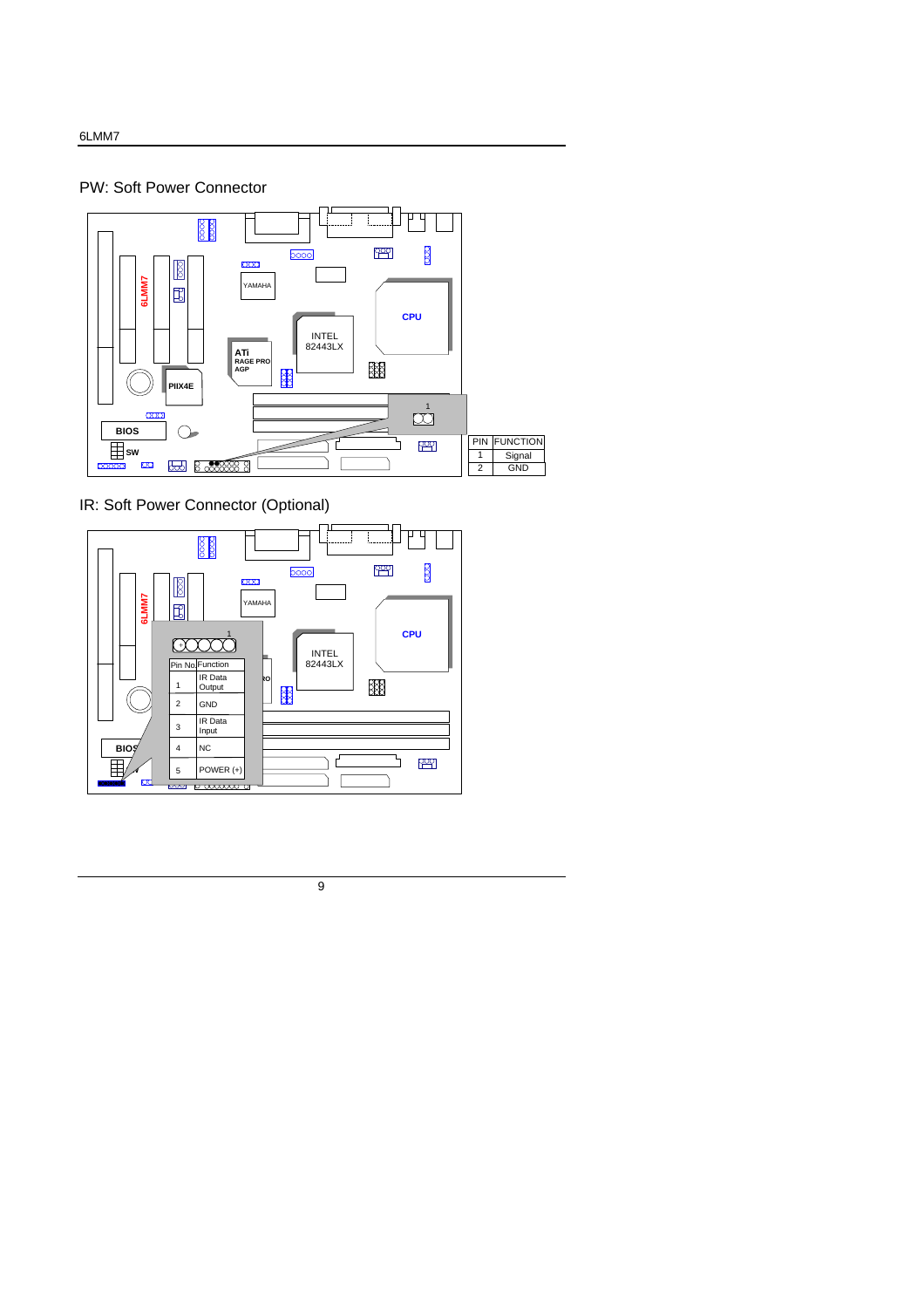## PW: Soft Power Connector

| PIN | FUNCTION |
|---|---|
| 1 | Signal |
| 2 | GND |

## IR: Soft Power Connector (Optional)

| Pin No | Function |
|---|---|
| 1 | IR Data Output |
| 2 | GND |
| 3 | IR Data Input |
| 4 | NC |
| 5 | POWER (+) |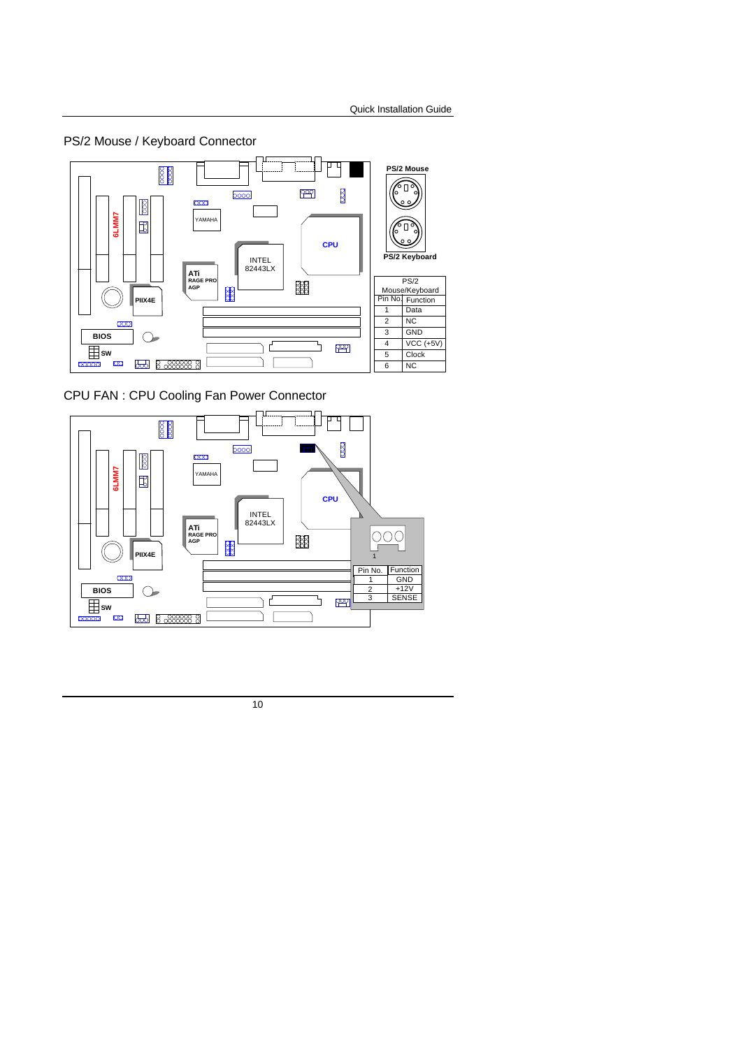## PS/2 Mouse / Keyboard Connector

PS/2 Mouse

PS/2 Keyboard

| PS/2 Mouse/Keyboard | |
|---|---|
| Pin No. | Function |
| 1 | Data |
| 2 | NC |
| 3 | GND |
| 4 | VCC (+5V) |
| 5 | Clock |
| 6 | NC |

## CPU FAN : CPU Cooling Fan Power Connector

| Pin No. | Function |
|---|---|
| 1 | GND |
| 2 | +12V |
| 3 | SENSE |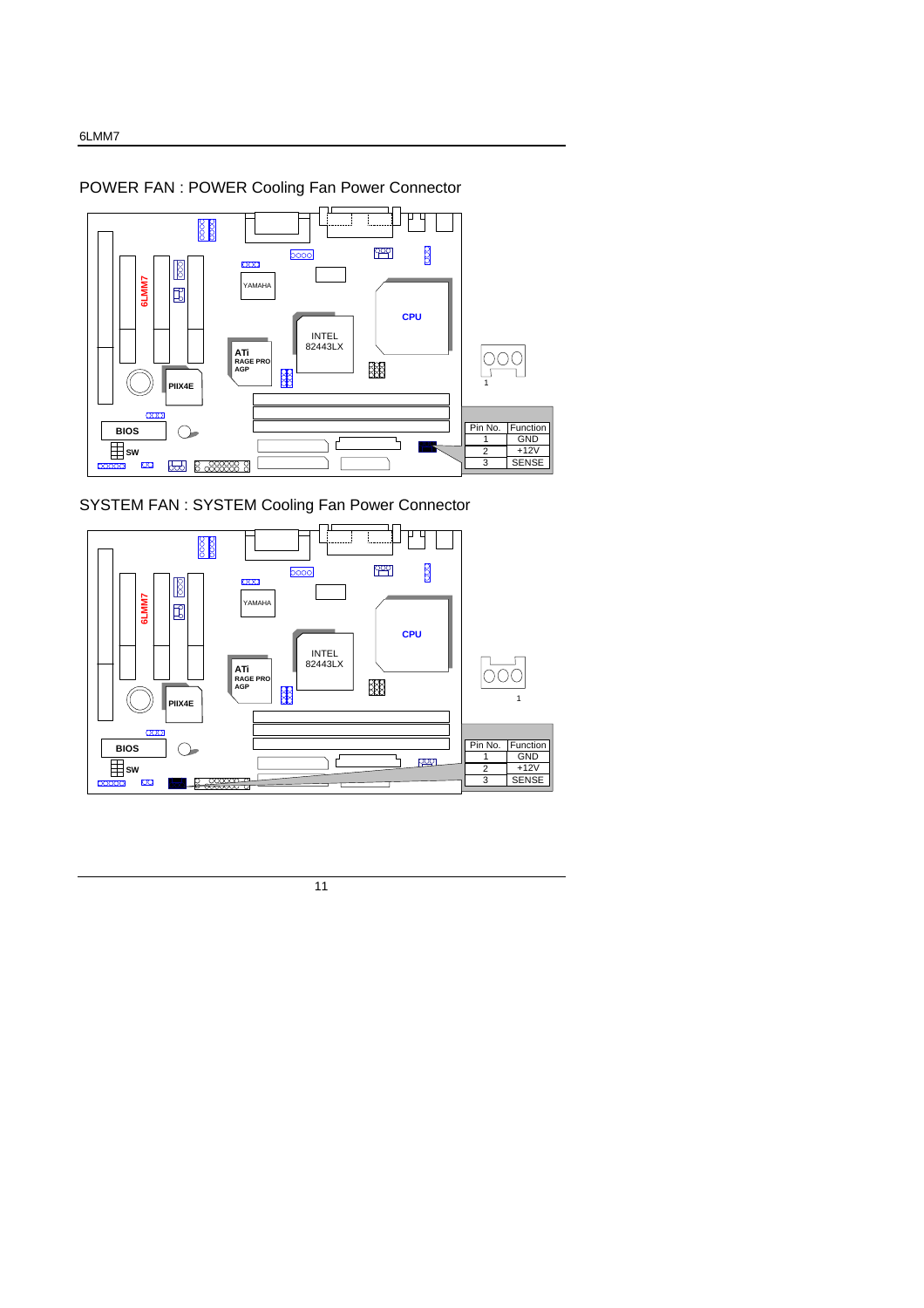POWER FAN : POWER Cooling Fan Power Connector

| Pin No. | Function |
| --- | --- |
| 1 | GND |
| 2 | +12V |
| 3 | SENSE |

SYSTEM FAN : SYSTEM Cooling Fan Power Connector

| Pin No. | Function |
| --- | --- |
| 1 | GND |
| 2 | +12V |
| 3 | SENSE |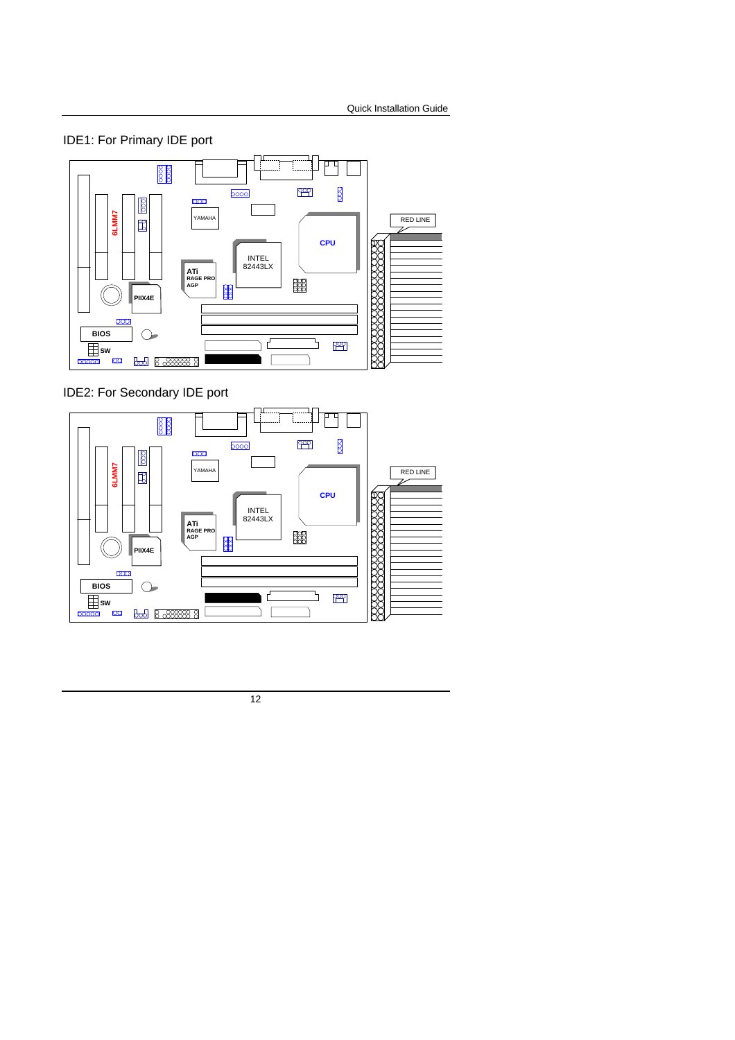IDE1: For Primary IDE port

IDE2: For Secondary IDE port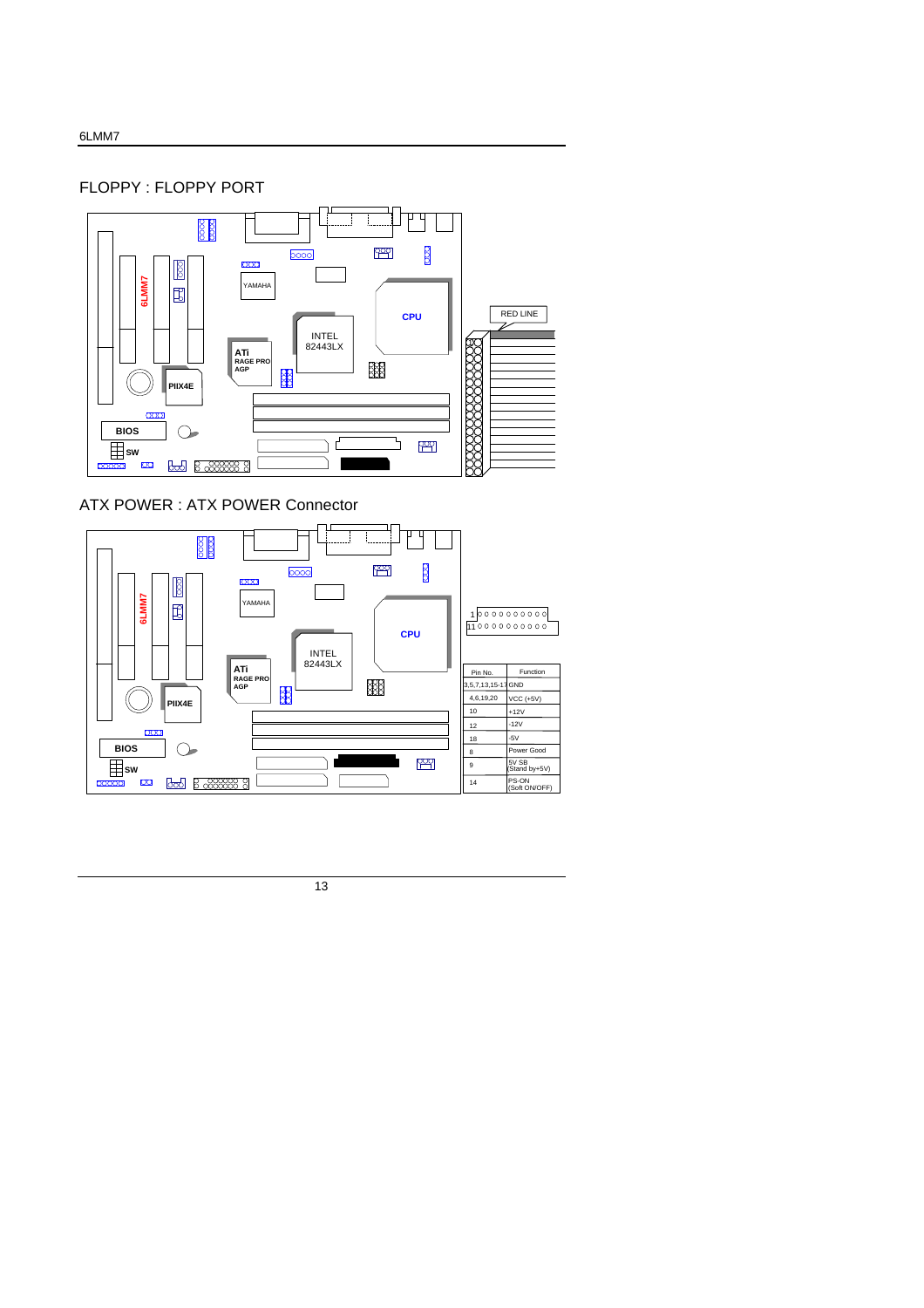## FLOPPY : FLOPPY PORT

RED LINE

## ATX POWER : ATX POWER Connector

| Pin No. | Function |
|---|---|
| 3,5,7,13,15-17 | GND |
| 4,6,19,20 | VCC (+5V) |
| 10 | +12V |
| 12 | -12V |
| 18 | -5V |
| 8 | Power Good |
| 9 | 5V SB (Stand by+5V) |
| 14 | PS-ON (Soft ON/OFF) |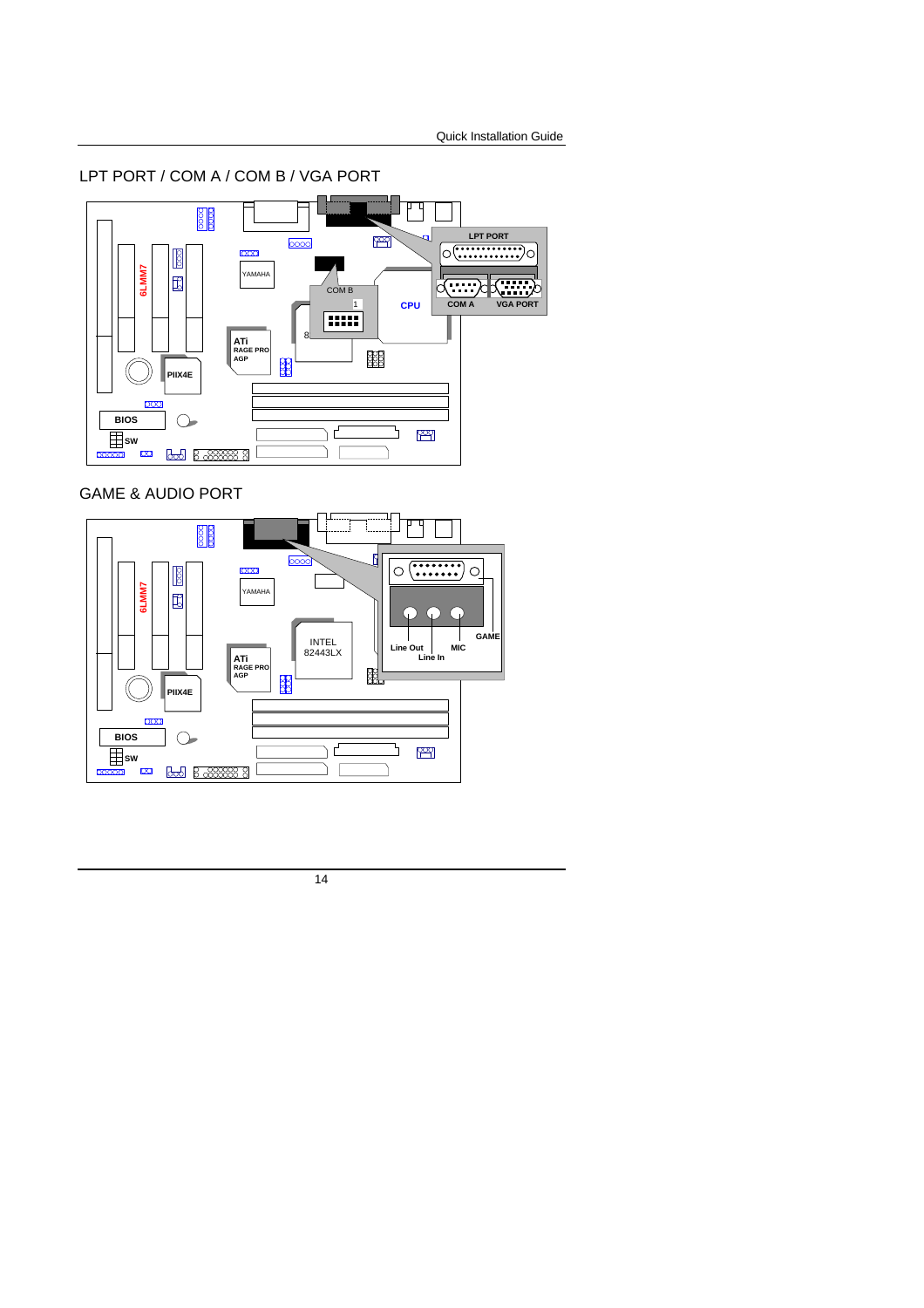## LPT PORT / COM A / COM B / VGA PORT

6LMM7

YAMAHA

COM B

1

8

CPU

LPT PORT

COM A

VGA PORT

ATi RAGE PRO AGP

PIIX4E

BIOS

SW

## GAME & AUDIO PORT

6LMM7

YAMAHA

INTEL 82443LX

ATi RAGE PRO AGP

PIIX4E

BIOS

SW

GAME

Line Out

MIC

Line In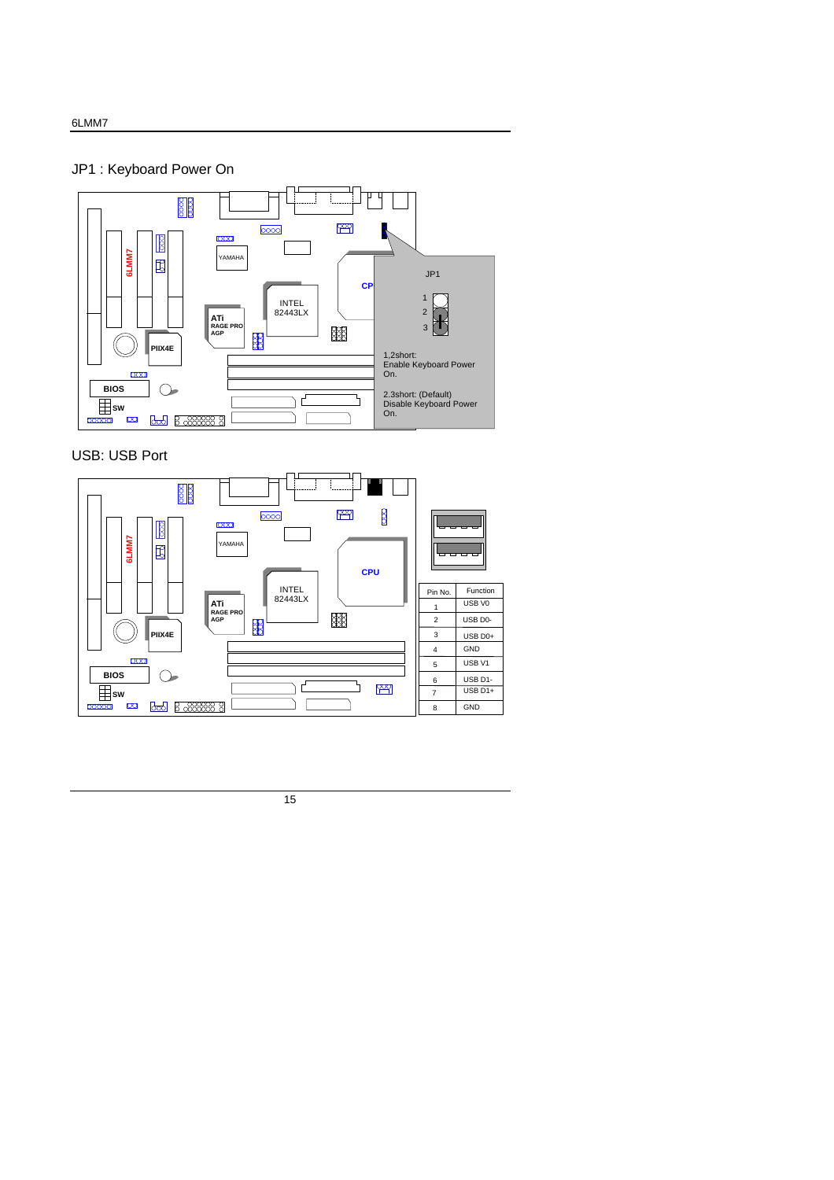## JP1 : Keyboard Power On

JP1

1,2short:
Enable Keyboard Power On.

2,3short: (Default)
Disable Keyboard Power On.

## USB: USB Port

| Pin No. | Function |
|---|---|
| 1 | USB V0 |
| 2 | USB D0- |
| 3 | USB D0+ |
| 4 | GND |
| 5 | USB V1 |
| 6 | USB D1- |
| 7 | USB D1+ |
| 8 | GND |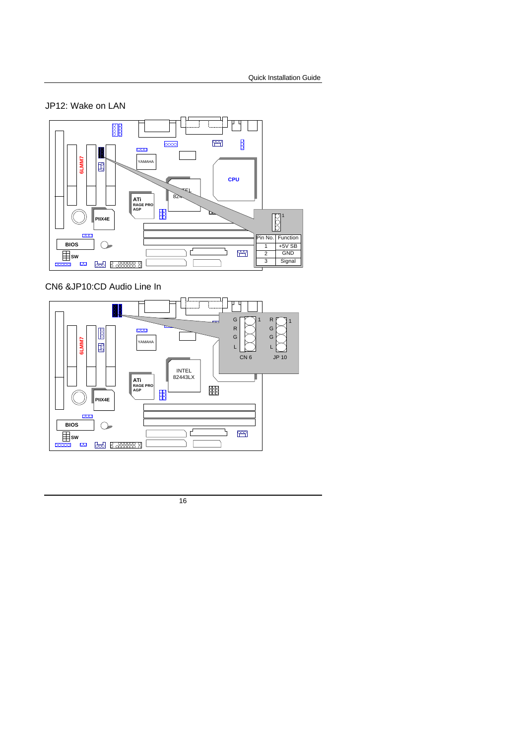## JP12: Wake on LAN

| Pin No. | Function |
|---|---|
| 1 | +5V SB |
| 2 | GND |
| 3 | Signal |

## CN6 &JP10:CD Audio Line In

| CN 6 | JP 10 |
|---|---|
| G (1) | R (1) |
| R | G |
| G | G |
| L | L |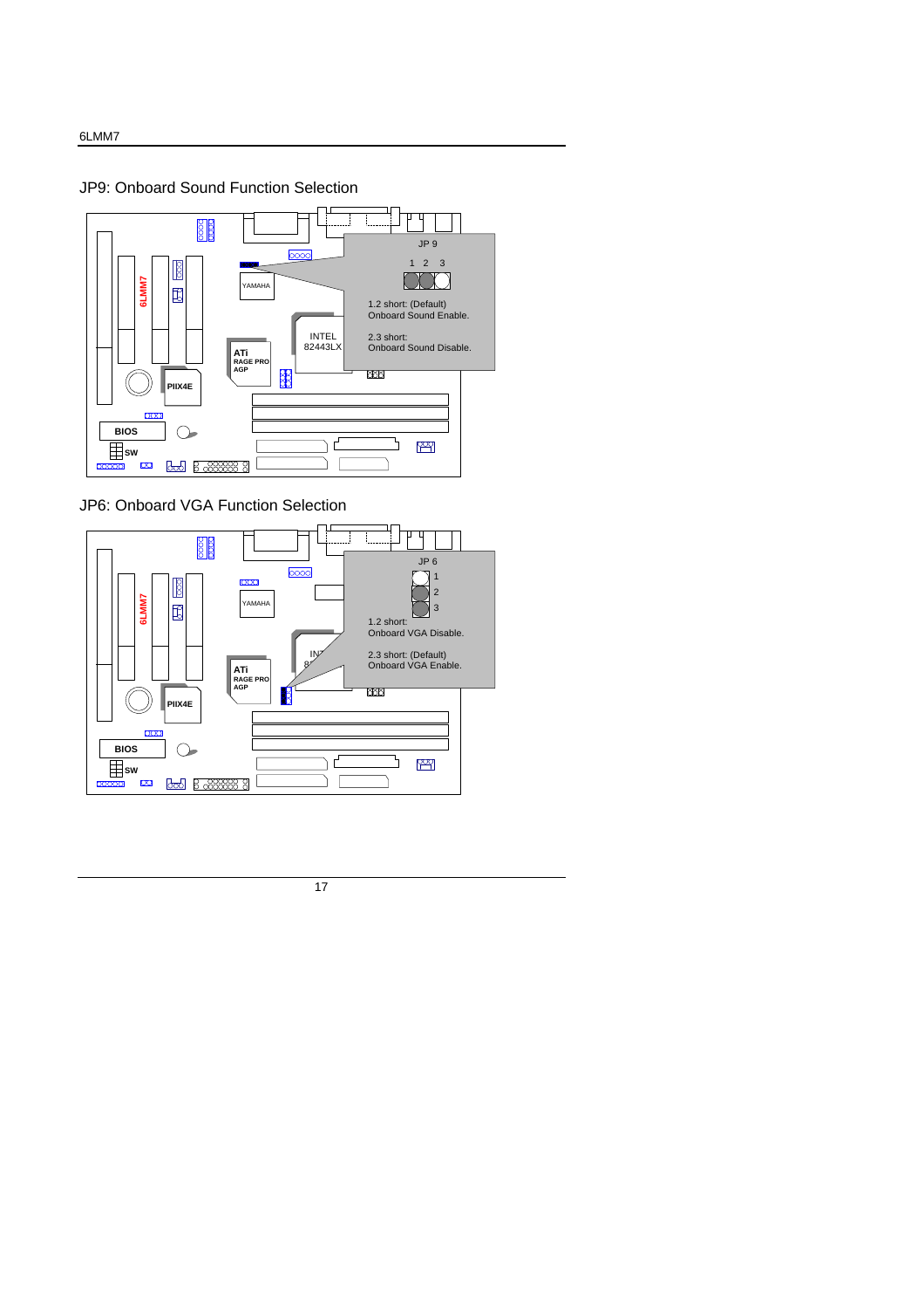## JP9: Onboard Sound Function Selection

JP 9

1 2 3

1.2 short: (Default)
Onboard Sound Enable.

2.3 short:
Onboard Sound Disable.

## JP6: Onboard VGA Function Selection

JP 6

1.2 short:
Onboard VGA Disable.

2.3 short: (Default)
Onboard VGA Enable.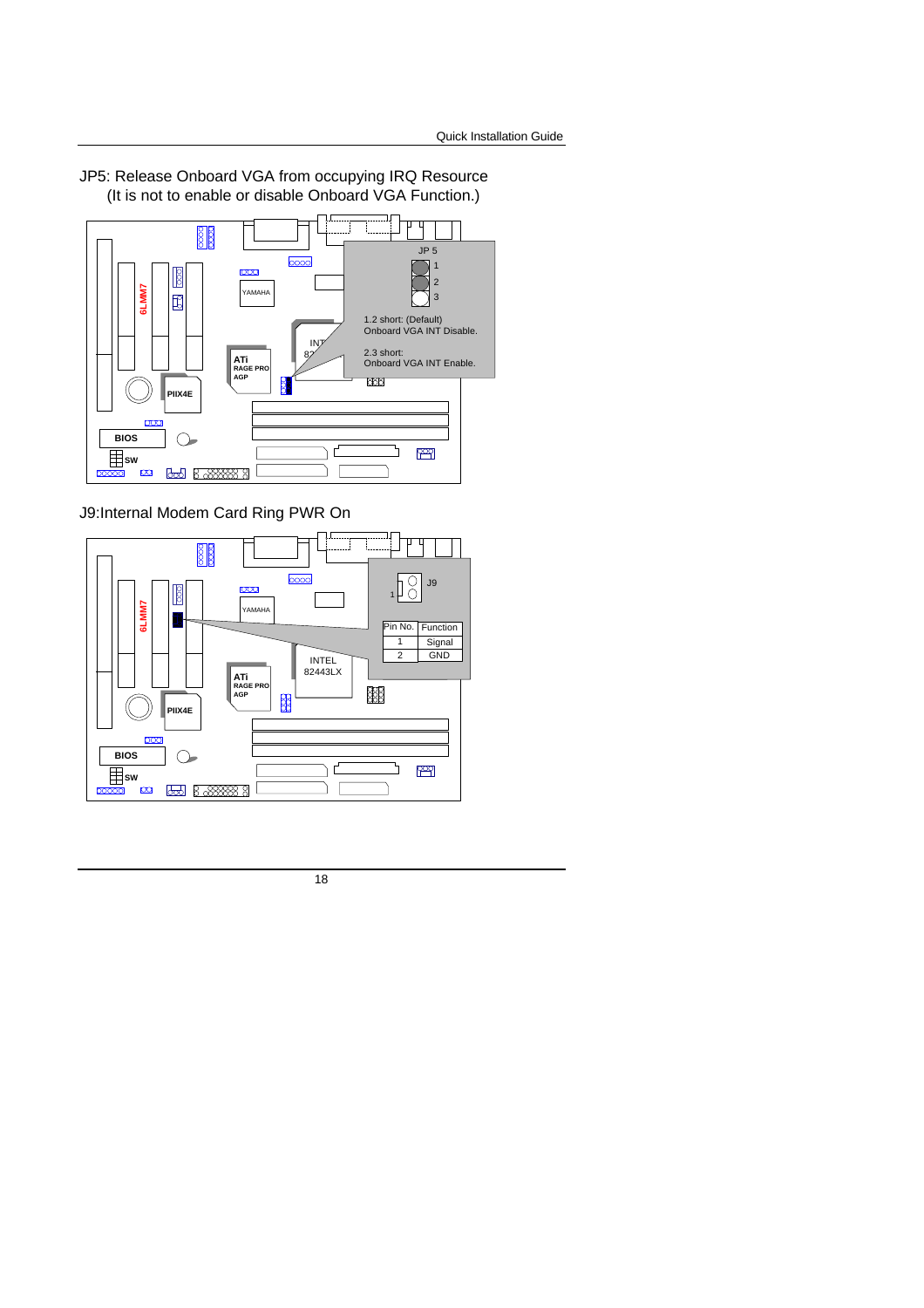JP5: Release Onboard VGA from occupying IRQ Resource
(It is not to enable or disable Onboard VGA Function.)

JP 5

1.2 short: (Default)
Onboard VGA INT Disable.

2.3 short:
Onboard VGA INT Enable.

J9:Internal Modem Card Ring PWR On

| Pin No. | Function |
|---|---|
| 1 | Signal |
| 2 | GND |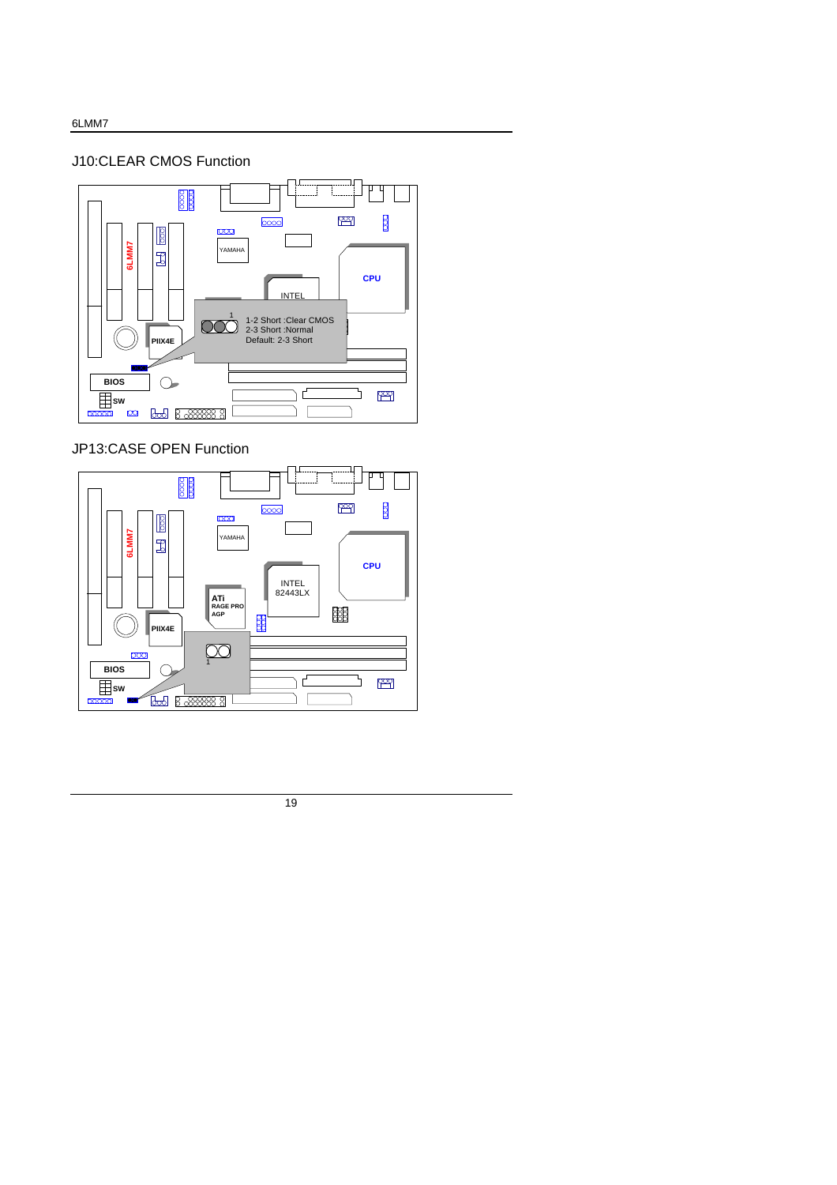## J10:CLEAR CMOS Function

1-2 Short :Clear CMOS
2-3 Short :Normal
Default: 2-3 Short

## JP13:CASE OPEN Function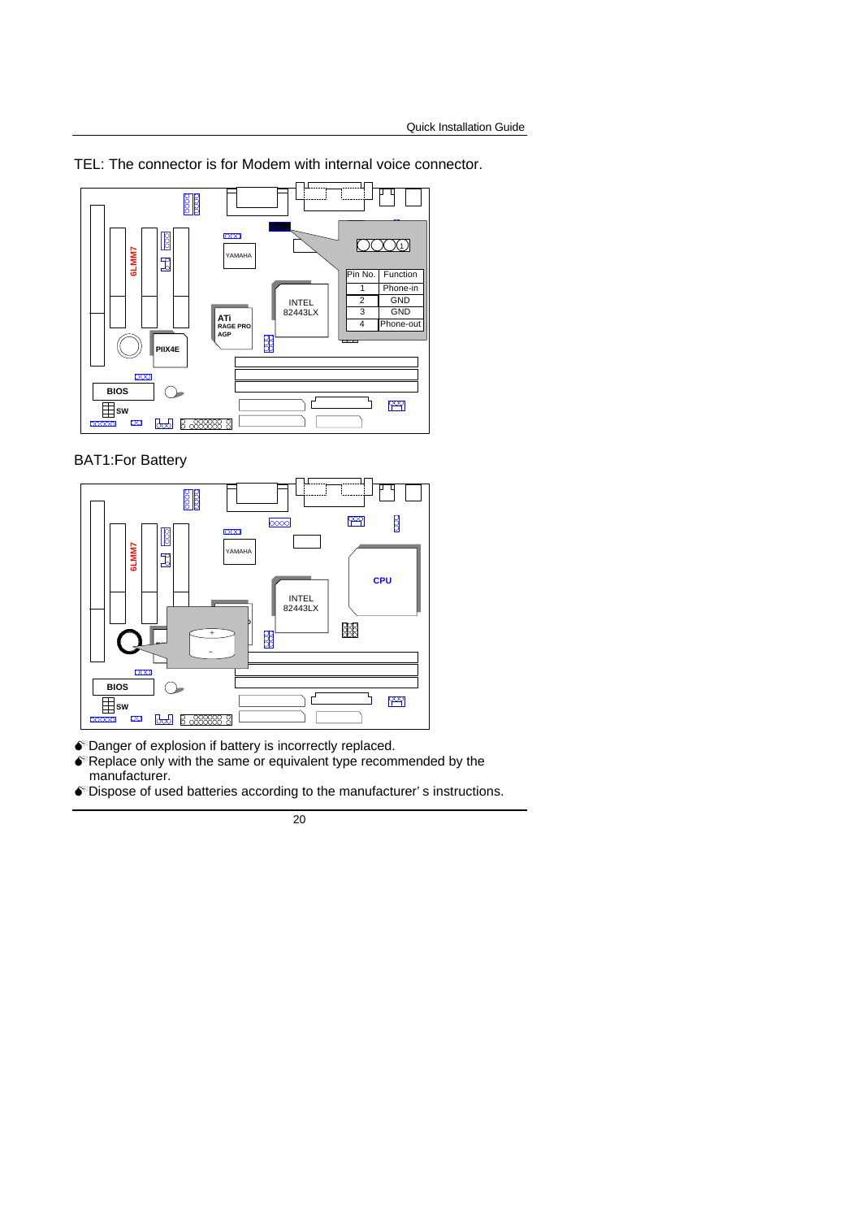TEL: The connector is for Modem with internal voice connector.

| Pin No. | Function |
|---|---|
| 1 | Phone-in |
| 2 | GND |
| 3 | GND |
| 4 | Phone-out |

BAT1:For Battery

- Danger of explosion if battery is incorrectly replaced.
- Replace only with the same or equivalent type recommended by the manufacturer.
- Dispose of used batteries according to the manufacturer' s instructions.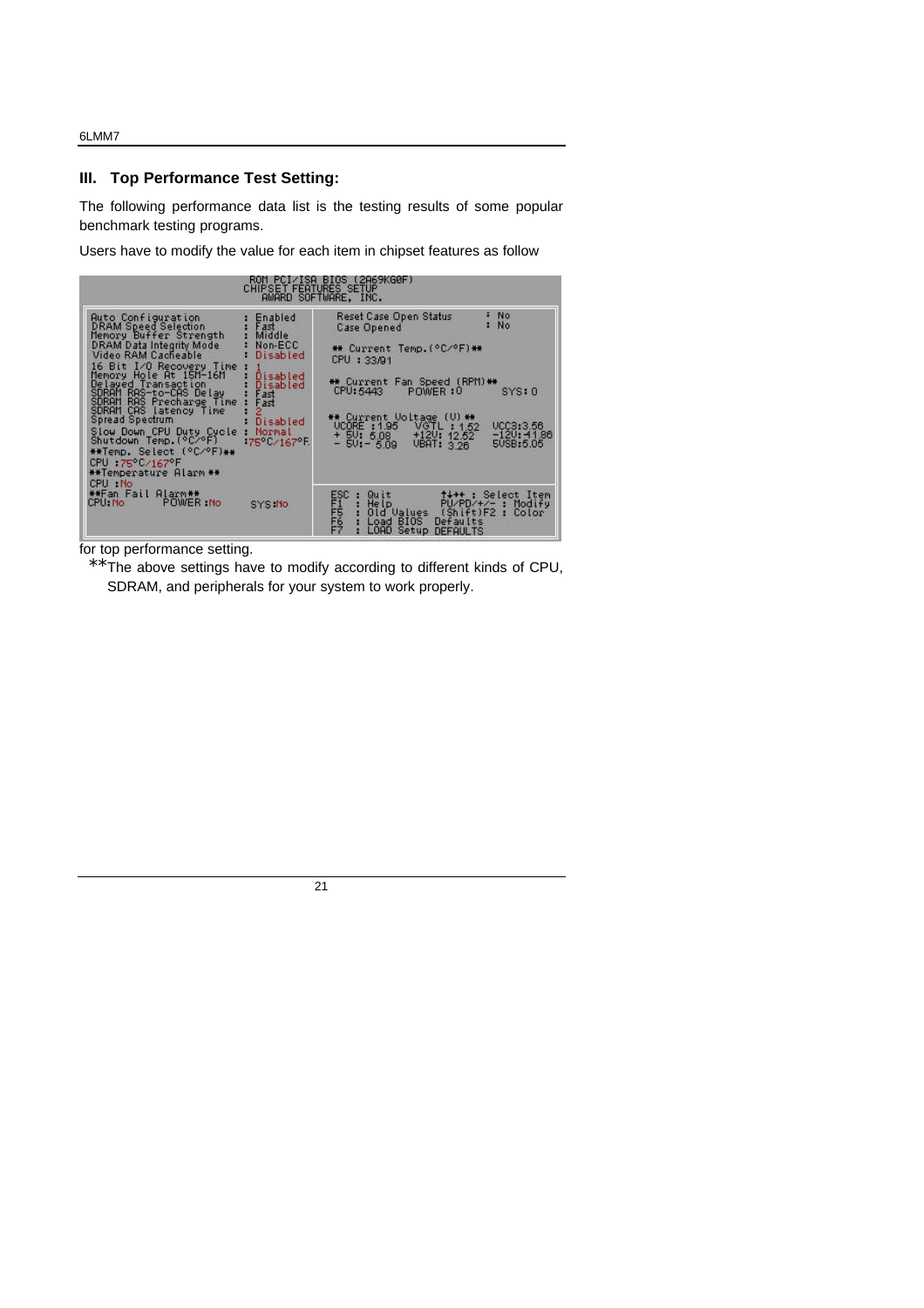## III. Top Performance Test Setting:

The following performance data list is the testing results of some popular benchmark testing programs.

Users have to modify the value for each item in chipset features as follow

```
ROM PCI/ISA BIOS (2A69KG0F)
CHIPSET FEATURES SETUP
AWARD SOFTWARE, INC.

Auto Configuration          : Enabled      Reset Case Open Status    : No
DRAM Speed Selection        : Fast         Case Opened               : No
Memory Buffer Strength      : Middle
DRAM Data Integrity Mode    : Non-ECC      ** Current Temp.(°C/°F) **
Video RAM Cacheable         : Disabled     CPU : 33/91
16 Bit I/O Recovery Time    : 1
Memory Hole At 15M-16M      : Disabled     ** Current Fan Speed (RPM) **
Delayed Transaction         : Disabled     CPU:5443     POWER :0      SYS: 0
SDRAM RAS-to-CAS Delay      : Fast
SDRAM RAS Precharge Time    : Fast         ** Current Voltage (V) **
SDRAM CAS latency Time      : 2            VCORE : 1.95   VGTL : 1.52   VCC3:3.56
Spread Spectrum             : Disabled     + 5V: 5.08     +12V: 12.52   -12V:-11.86
Slow Down CPU Duty Cycle    : Normal       - 5V:- 5.09    VBAT: 3.26    5VSB:5.05
Shutdown Temp.(°C/°F)       :75°C/167°F
**Temp. Select (°C/°F)**
CPU :75°C/167°F
**Temperature Alarm **
CPU :No                                    ESC : Quit        ↑↓→← : Select Item
**Fan Fail Alarm**                         F1  : Help        PU/PD/+/- : Modify
CPU:No      POWER :No       SYS:No         F5  : Old Values  (Shift)F2 : Color
                                           F6  : Load BIOS  Defaults
                                           F7  : LOAD Setup DEFAULTS
```

for top performance setting.

**The above settings have to modify according to different kinds of CPU, SDRAM, and peripherals for your system to work properly.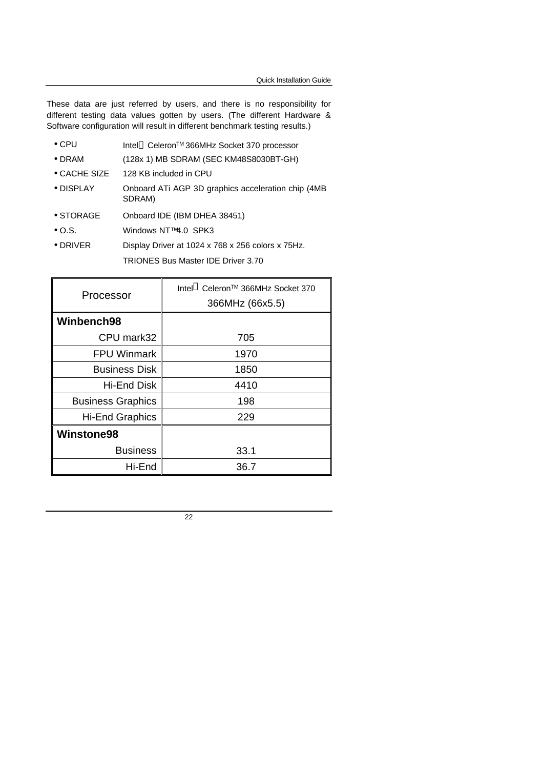These data are just referred by users, and there is no responsibility for different testing data values gotten by users. (The different Hardware & Software configuration will result in different benchmark testing results.)

- CPU Intel® Celeron™ 366MHz Socket 370 processor
- DRAM (128x 1) MB SDRAM (SEC KM48S8030BT-GH)
- CACHE SIZE 128 KB included in CPU
- DISPLAY Onboard ATi AGP 3D graphics acceleration chip (4MB SDRAM)
- STORAGE Onboard IDE (IBM DHEA 38451)
- O.S. Windows NT™ 4.0 SPK3
- DRIVER Display Driver at 1024 x 768 x 256 colors x 75Hz.
  TRIONES Bus Master IDE Driver 3.70

| Processor | Intel® Celeron™ 366MHz Socket 370 366MHz (66x5.5) |
|---|---|
| **Winbench98** | |
| CPU mark32 | 705 |
| FPU Winmark | 1970 |
| Business Disk | 1850 |
| Hi-End Disk | 4410 |
| Business Graphics | 198 |
| Hi-End Graphics | 229 |
| **Winstone98** | |
| Business | 33.1 |
| Hi-End | 36.7 |